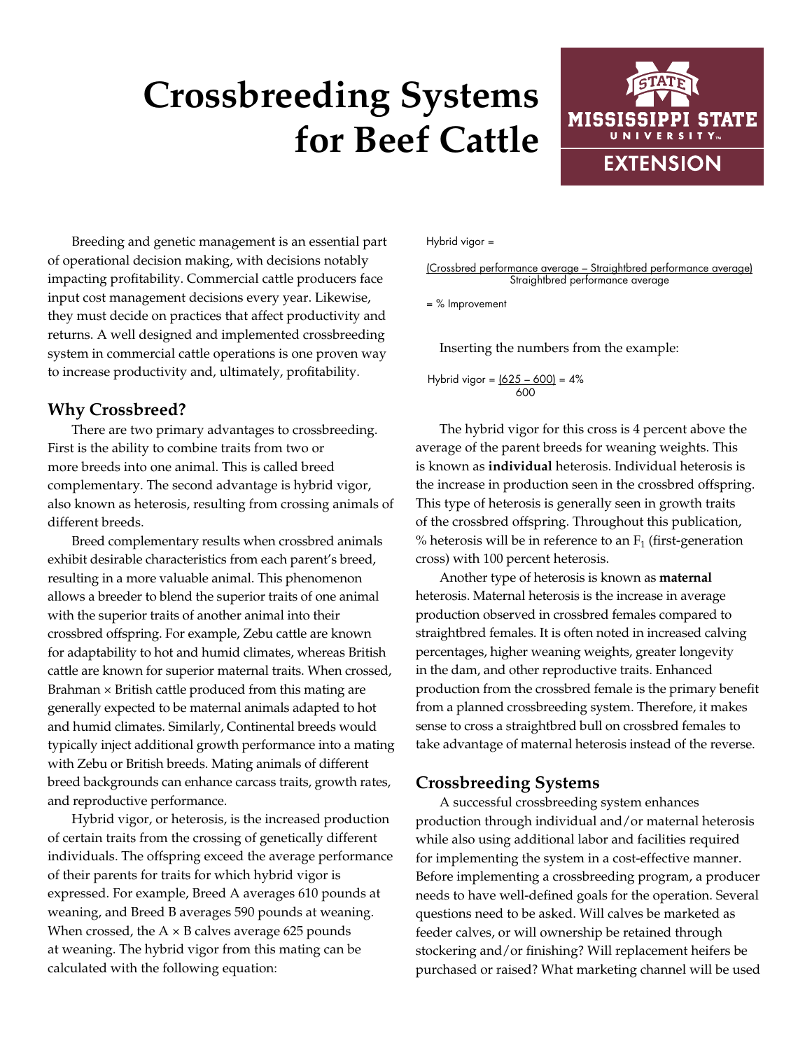# Crossbreeding Systems for Beef Cattle

Breeding and genetic management is an essential part of operational decision making, with decisions notably impacting profitability. Commercial cattle producers face input cost management decisions every year. Likewise, they must decide on practices that affect productivity and returns. A well designed and implemented crossbreeding system in commercial cattle operations is one proven way to increase productivity and, ultimately, profitability.

## Why Crossbreed?

There are two primary advantages to crossbreeding. First is the ability to combine traits from two or more breeds into one animal. This is called breed complementary. The second advantage is hybrid vigor, also known as heterosis, resulting from crossing animals of different breeds.

Breed complementary results when crossbred animals exhibit desirable characteristics from each parent's breed, resulting in a more valuable animal. This phenomenon allows a breeder to blend the superior traits of one animal with the superior traits of another animal into their crossbred offspring. For example, Zebu cattle are known for adaptability to hot and humid climates, whereas British cattle are known for superior maternal traits. When crossed, Brahman × British cattle produced from this mating are generally expected to be maternal animals adapted to hot and humid climates. Similarly, Continental breeds would typically inject additional growth performance into a mating with Zebu or British breeds. Mating animals of different breed backgrounds can enhance carcass traits, growth rates, and reproductive performance.

Hybrid vigor, or heterosis, is the increased production of certain traits from the crossing of genetically different individuals. The offspring exceed the average performance of their parents for traits for which hybrid vigor is expressed. For example, Breed A averages 610 pounds at weaning, and Breed B averages 590 pounds at weaning. When crossed, the A × B calves average 625 pounds at weaning. The hybrid vigor from this mating can be calculated with the following equation:

$$\text{Hybrid vigor} = \frac{(\text{Crossbred performance average} - \text{Straightbred performance average})}{\text{Straightbred performance average}} = \%\ \text{Improvement}$$

Inserting the numbers from the example:

$$\text{Hybrid vigor} = \frac{(625 - 600)}{600} = 4\%$$

The hybrid vigor for this cross is 4 percent above the average of the parent breeds for weaning weights. This is known as **individual** heterosis. Individual heterosis is the increase in production seen in the crossbred offspring. This type of heterosis is generally seen in growth traits of the crossbred offspring. Throughout this publication, % heterosis will be in reference to an $F_1$ (first-generation cross) with 100 percent heterosis.

Another type of heterosis is known as **maternal** heterosis. Maternal heterosis is the increase in average production observed in crossbred females compared to straightbred females. It is often noted in increased calving percentages, higher weaning weights, greater longevity in the dam, and other reproductive traits. Enhanced production from the crossbred female is the primary benefit from a planned crossbreeding system. Therefore, it makes sense to cross a straightbred bull on crossbred females to take advantage of maternal heterosis instead of the reverse.

## Crossbreeding Systems

A successful crossbreeding system enhances production through individual and/or maternal heterosis while also using additional labor and facilities required for implementing the system in a cost-effective manner. Before implementing a crossbreeding program, a producer needs to have well-defined goals for the operation. Several questions need to be asked. Will calves be marketed as feeder calves, or will ownership be retained through stockering and/or finishing? Will replacement heifers be purchased or raised? What marketing channel will be used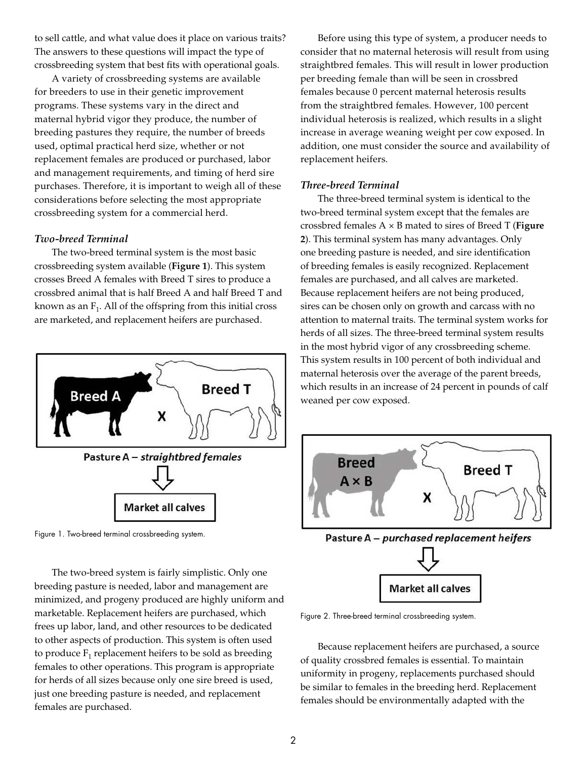to sell cattle, and what value does it place on various traits? The answers to these questions will impact the type of crossbreeding system that best fits with operational goals.

A variety of crossbreeding systems are available for breeders to use in their genetic improvement programs. These systems vary in the direct and maternal hybrid vigor they produce, the number of breeding pastures they require, the number of breeds used, optimal practical herd size, whether or not replacement females are produced or purchased, labor and management requirements, and timing of herd sire purchases. Therefore, it is important to weigh all of these considerations before selecting the most appropriate crossbreeding system for a commercial herd.

### *Two-breed Terminal*

The two-breed terminal system is the most basic crossbreeding system available (**Figure 1**). This system crosses Breed A females with Breed T sires to produce a crossbred animal that is half Breed A and half Breed T and known as an $F_1$. All of the offspring from this initial cross are marketed, and replacement heifers are purchased.

Breed A X Breed T

Pasture A – *straightbred females*

Market all calves

Figure 1. Two-breed terminal crossbreeding system.

The two-breed system is fairly simplistic. Only one breeding pasture is needed, labor and management are minimized, and progeny produced are highly uniform and marketable. Replacement heifers are purchased, which frees up labor, land, and other resources to be dedicated to other aspects of production. This system is often used to produce $F_1$ replacement heifers to be sold as breeding females to other operations. This program is appropriate for herds of all sizes because only one sire breed is used, just one breeding pasture is needed, and replacement females are purchased.

Before using this type of system, a producer needs to consider that no maternal heterosis will result from using straightbred females. This will result in lower production per breeding female than will be seen in crossbred females because 0 percent maternal heterosis results from the straightbred females. However, 100 percent individual heterosis is realized, which results in a slight increase in average weaning weight per cow exposed. In addition, one must consider the source and availability of replacement heifers.

### *Three-breed Terminal*

The three-breed terminal system is identical to the two-breed terminal system except that the females are crossbred females A × B mated to sires of Breed T (**Figure 2**). This terminal system has many advantages. Only one breeding pasture is needed, and sire identification of breeding females is easily recognized. Replacement females are purchased, and all calves are marketed. Because replacement heifers are not being produced, sires can be chosen only on growth and carcass with no attention to maternal traits. The terminal system works for herds of all sizes. The three-breed terminal system results in the most hybrid vigor of any crossbreeding scheme. This system results in 100 percent of both individual and maternal heterosis over the average of the parent breeds, which results in an increase of 24 percent in pounds of calf weaned per cow exposed.

Breed A × B X Breed T

Pasture A – *purchased replacement heifers*

Market all calves

Figure 2. Three-breed terminal crossbreeding system.

Because replacement heifers are purchased, a source of quality crossbred females is essential. To maintain uniformity in progeny, replacements purchased should be similar to females in the breeding herd. Replacement females should be environmentally adapted with the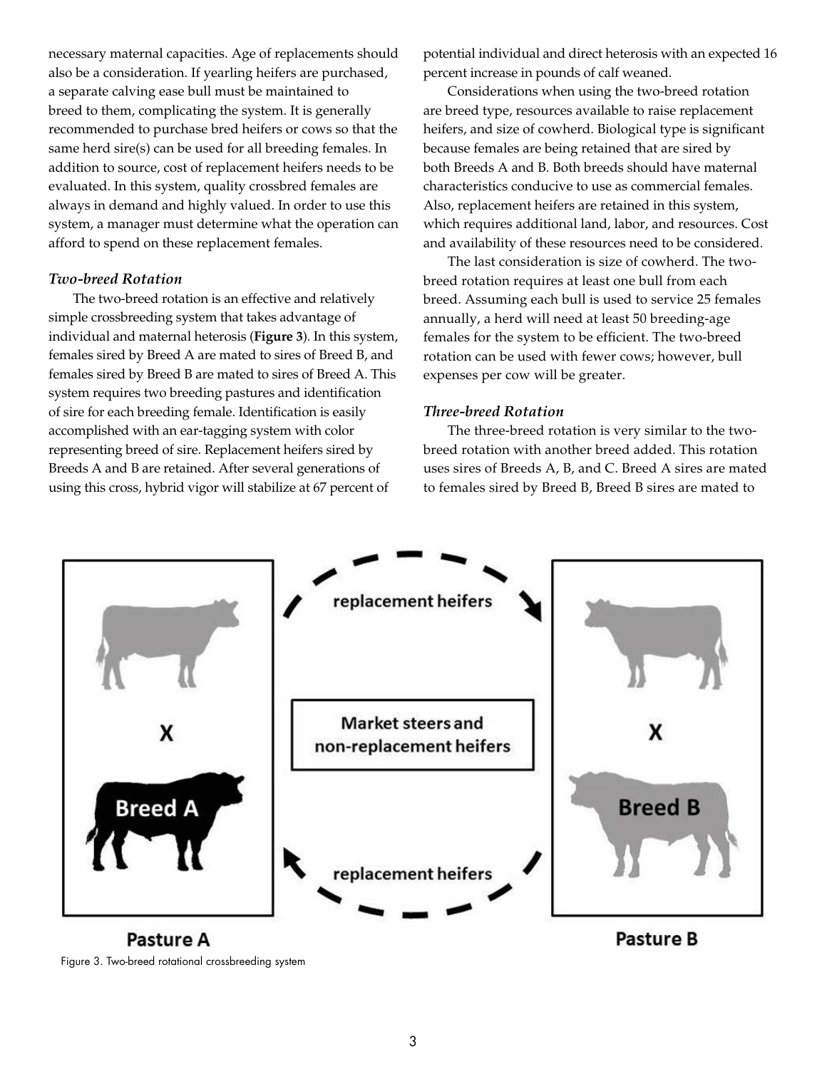necessary maternal capacities. Age of replacements should also be a consideration. If yearling heifers are purchased, a separate calving ease bull must be maintained to breed to them, complicating the system. It is generally recommended to purchase bred heifers or cows so that the same herd sire(s) can be used for all breeding females. In addition to source, cost of replacement heifers needs to be evaluated. In this system, quality crossbred females are always in demand and highly valued. In order to use this system, a manager must determine what the operation can afford to spend on these replacement females.

### *Two-breed Rotation*

The two-breed rotation is an effective and relatively simple crossbreeding system that takes advantage of individual and maternal heterosis (**Figure 3**). In this system, females sired by Breed A are mated to sires of Breed B, and females sired by Breed B are mated to sires of Breed A. This system requires two breeding pastures and identification of sire for each breeding female. Identification is easily accomplished with an ear-tagging system with color representing breed of sire. Replacement heifers sired by Breeds A and B are retained. After several generations of using this cross, hybrid vigor will stabilize at 67 percent of potential individual and direct heterosis with an expected 16 percent increase in pounds of calf weaned.

Considerations when using the two-breed rotation are breed type, resources available to raise replacement heifers, and size of cowherd. Biological type is significant because females are being retained that are sired by both Breeds A and B. Both breeds should have maternal characteristics conducive to use as commercial females. Also, replacement heifers are retained in this system, which requires additional land, labor, and resources. Cost and availability of these resources need to be considered.

The last consideration is size of cowherd. The two-breed rotation requires at least one bull from each breed. Assuming each bull is used to service 25 females annually, a herd will need at least 50 breeding-age females for the system to be efficient. The two-breed rotation can be used with fewer cows; however, bull expenses per cow will be greater.

### *Three-breed Rotation*

The three-breed rotation is very similar to the two-breed rotation with another breed added. This rotation uses sires of Breeds A, B, and C. Breed A sires are mated to females sired by Breed B, Breed B sires are mated to

Figure 3. Two-breed rotational crossbreeding system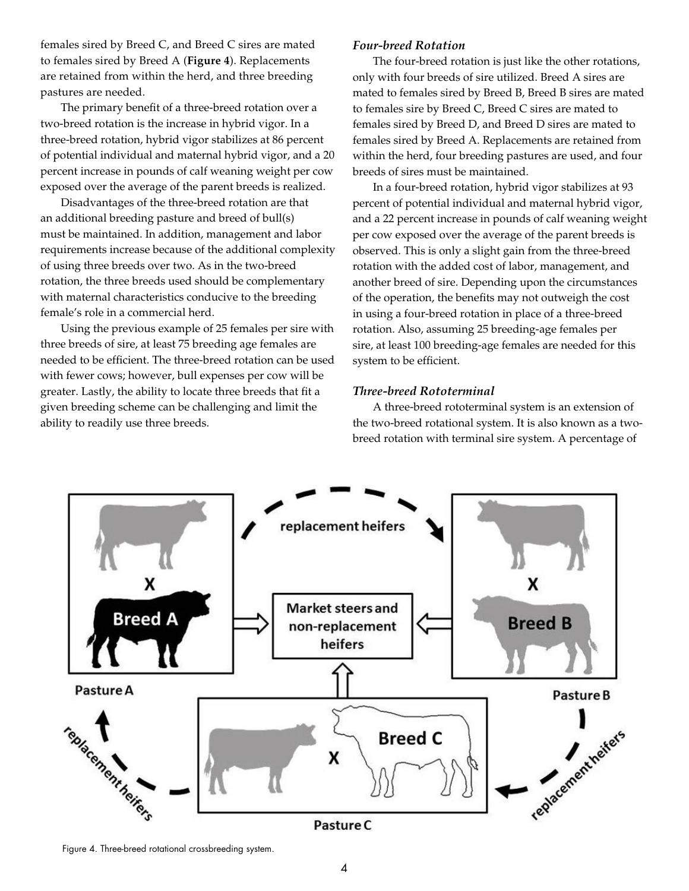females sired by Breed C, and Breed C sires are mated to females sired by Breed A (**Figure 4**). Replacements are retained from within the herd, and three breeding pastures are needed.

The primary benefit of a three-breed rotation over a two-breed rotation is the increase in hybrid vigor. In a three-breed rotation, hybrid vigor stabilizes at 86 percent of potential individual and maternal hybrid vigor, and a 20 percent increase in pounds of calf weaning weight per cow exposed over the average of the parent breeds is realized.

Disadvantages of the three-breed rotation are that an additional breeding pasture and breed of bull(s) must be maintained. In addition, management and labor requirements increase because of the additional complexity of using three breeds over two. As in the two-breed rotation, the three breeds used should be complementary with maternal characteristics conducive to the breeding female's role in a commercial herd.

Using the previous example of 25 females per sire with three breeds of sire, at least 75 breeding age females are needed to be efficient. The three-breed rotation can be used with fewer cows; however, bull expenses per cow will be greater. Lastly, the ability to locate three breeds that fit a given breeding scheme can be challenging and limit the ability to readily use three breeds.

### *Four-breed Rotation*

The four-breed rotation is just like the other rotations, only with four breeds of sire utilized. Breed A sires are mated to females sired by Breed B, Breed B sires are mated to females sire by Breed C, Breed C sires are mated to females sired by Breed D, and Breed D sires are mated to females sired by Breed A. Replacements are retained from within the herd, four breeding pastures are used, and four breeds of sires must be maintained.

In a four-breed rotation, hybrid vigor stabilizes at 93 percent of potential individual and maternal hybrid vigor, and a 22 percent increase in pounds of calf weaning weight per cow exposed over the average of the parent breeds is observed. This is only a slight gain from the three-breed rotation with the added cost of labor, management, and another breed of sire. Depending upon the circumstances of the operation, the benefits may not outweigh the cost in using a four-breed rotation in place of a three-breed rotation. Also, assuming 25 breeding-age females per sire, at least 100 breeding-age females are needed for this system to be efficient.

### *Three-breed Rototerminal*

A three-breed rototerminal system is an extension of the two-breed rotational system. It is also known as a two-breed rotation with terminal sire system. A percentage of

Figure 4. Three-breed rotational crossbreeding system.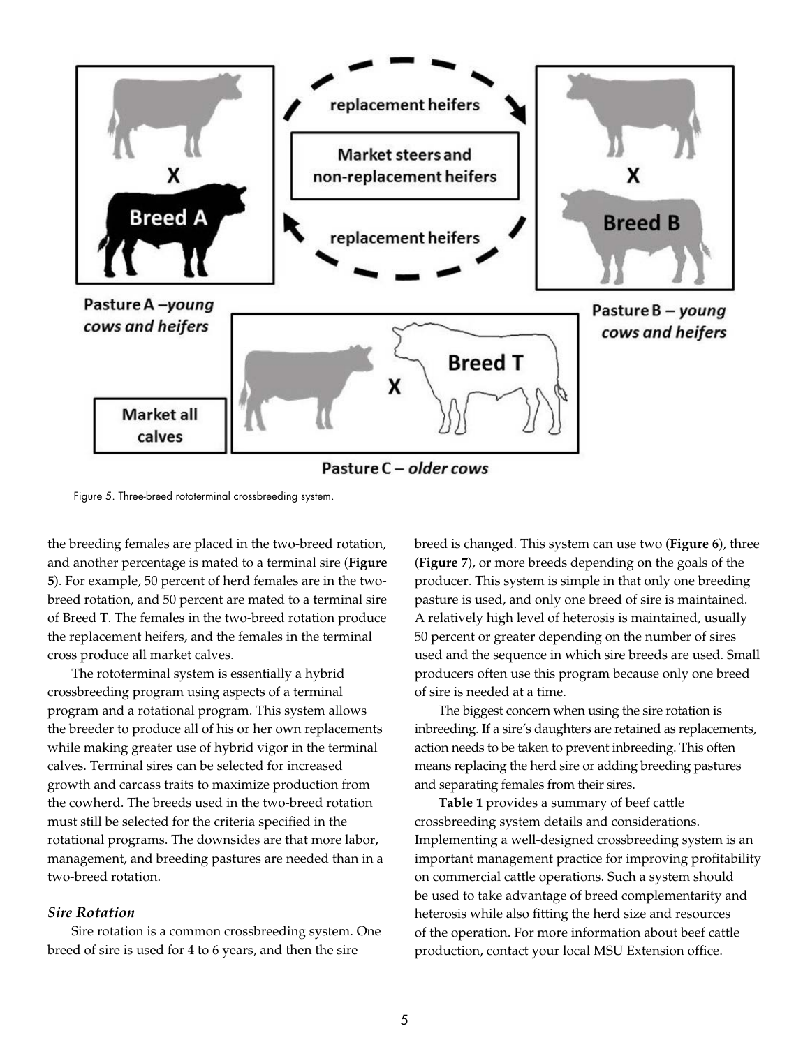Figure 5. Three-breed rototerminal crossbreeding system.

the breeding females are placed in the two-breed rotation, and another percentage is mated to a terminal sire (**Figure 5**). For example, 50 percent of herd females are in the two-breed rotation, and 50 percent are mated to a terminal sire of Breed T. The females in the two-breed rotation produce the replacement heifers, and the females in the terminal cross produce all market calves.

The rototerminal system is essentially a hybrid crossbreeding program using aspects of a terminal program and a rotational program. This system allows the breeder to produce all of his or her own replacements while making greater use of hybrid vigor in the terminal calves. Terminal sires can be selected for increased growth and carcass traits to maximize production from the cowherd. The breeds used in the two-breed rotation must still be selected for the criteria specified in the rotational programs. The downsides are that more labor, management, and breeding pastures are needed than in a two-breed rotation.

### *Sire Rotation*

Sire rotation is a common crossbreeding system. One breed of sire is used for 4 to 6 years, and then the sire breed is changed. This system can use two (**Figure 6**), three (**Figure 7**), or more breeds depending on the goals of the producer. This system is simple in that only one breeding pasture is used, and only one breed of sire is maintained. A relatively high level of heterosis is maintained, usually 50 percent or greater depending on the number of sires used and the sequence in which sire breeds are used. Small producers often use this program because only one breed of sire is needed at a time.

The biggest concern when using the sire rotation is inbreeding. If a sire's daughters are retained as replacements, action needs to be taken to prevent inbreeding. This often means replacing the herd sire or adding breeding pastures and separating females from their sires.

**Table 1** provides a summary of beef cattle crossbreeding system details and considerations. Implementing a well-designed crossbreeding system is an important management practice for improving profitability on commercial cattle operations. Such a system should be used to take advantage of breed complementarity and heterosis while also fitting the herd size and resources of the operation. For more information about beef cattle production, contact your local MSU Extension office.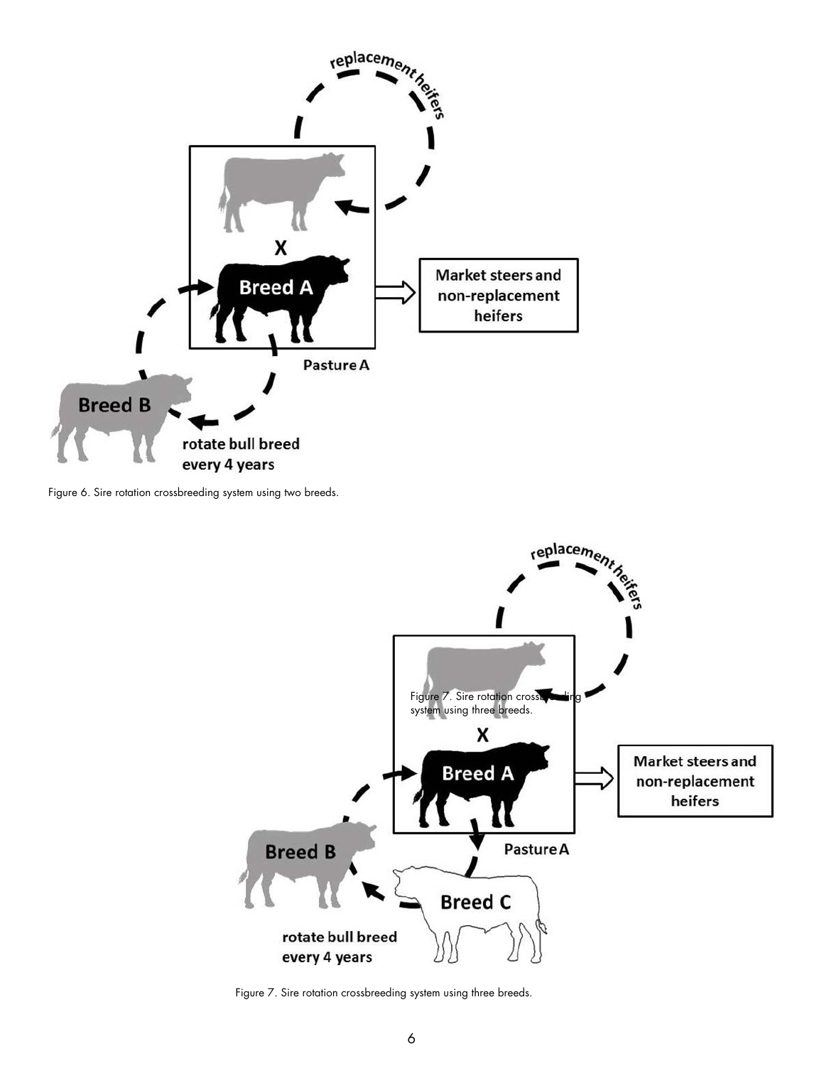Figure 6. Sire rotation crossbreeding system using two breeds.

Figure 7. Sire rotation crossbreeding system using three breeds.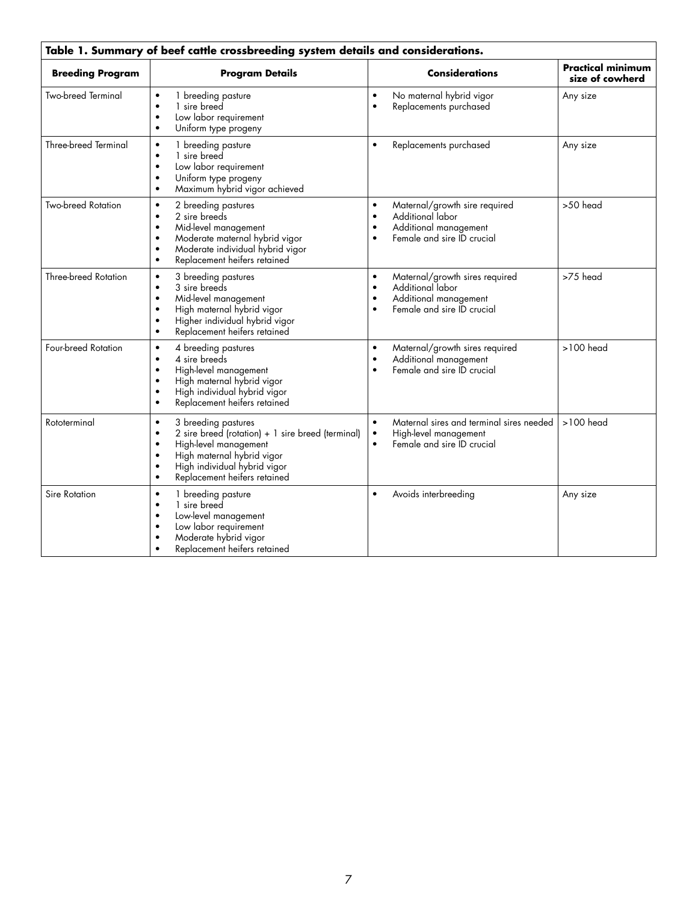**Table 1. Summary of beef cattle crossbreeding system details and considerations.**

| Breeding Program | Program Details | Considerations | Practical minimum size of cowherd |
|---|---|---|---|
| Two-breed Terminal | • 1 breeding pasture<br>• 1 sire breed<br>• Low labor requirement<br>• Uniform type progeny | • No maternal hybrid vigor<br>• Replacements purchased | Any size |
| Three-breed Terminal | • 1 breeding pasture<br>• 1 sire breed<br>• Low labor requirement<br>• Uniform type progeny<br>• Maximum hybrid vigor achieved | • Replacements purchased | Any size |
| Two-breed Rotation | • 2 breeding pastures<br>• 2 sire breeds<br>• Mid-level management<br>• Moderate maternal hybrid vigor<br>• Moderate individual hybrid vigor<br>• Replacement heifers retained | • Maternal/growth sire required<br>• Additional labor<br>• Additional management<br>• Female and sire ID crucial | >50 head |
| Three-breed Rotation | • 3 breeding pastures<br>• 3 sire breeds<br>• Mid-level management<br>• High maternal hybrid vigor<br>• Higher individual hybrid vigor<br>• Replacement heifers retained | • Maternal/growth sires required<br>• Additional labor<br>• Additional management<br>• Female and sire ID crucial | >75 head |
| Four-breed Rotation | • 4 breeding pastures<br>• 4 sire breeds<br>• High-level management<br>• High maternal hybrid vigor<br>• High individual hybrid vigor<br>• Replacement heifers retained | • Maternal/growth sires required<br>• Additional management<br>• Female and sire ID crucial | >100 head |
| Rototerminal | • 3 breeding pastures<br>• 2 sire breed (rotation) + 1 sire breed (terminal)<br>• High-level management<br>• High maternal hybrid vigor<br>• High individual hybrid vigor<br>• Replacement heifers retained | • Maternal sires and terminal sires needed<br>• High-level management<br>• Female and sire ID crucial | >100 head |
| Sire Rotation | • 1 breeding pasture<br>• 1 sire breed<br>• Low-level management<br>• Low labor requirement<br>• Moderate hybrid vigor<br>• Replacement heifers retained | • Avoids interbreeding | Any size |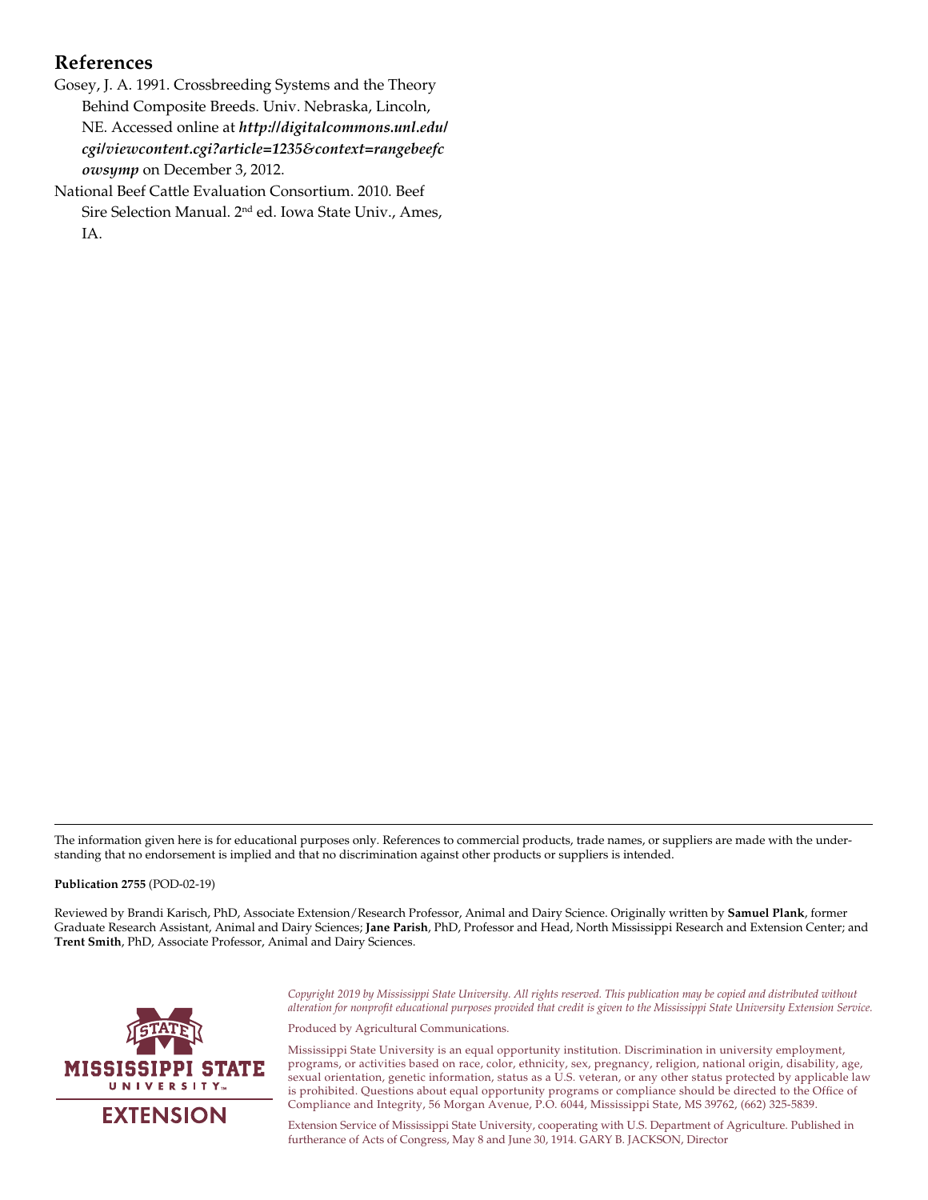## References

Gosey, J. A. 1991. Crossbreeding Systems and the Theory Behind Composite Breeds. Univ. Nebraska, Lincoln, NE. Accessed online at ***http://digitalcommons.unl.edu/cgi/viewcontent.cgi?article=1235&context=rangebeefcowsymp*** on December 3, 2012.

National Beef Cattle Evaluation Consortium. 2010. Beef Sire Selection Manual. 2nd ed. Iowa State Univ., Ames, IA.

---

The information given here is for educational purposes only. References to commercial products, trade names, or suppliers are made with the understanding that no endorsement is implied and that no discrimination against other products or suppliers is intended.

**Publication 2755** (POD-02-19)

Reviewed by Brandi Karisch, PhD, Associate Extension/Research Professor, Animal and Dairy Science. Originally written by **Samuel Plank**, former Graduate Research Assistant, Animal and Dairy Sciences; **Jane Parish**, PhD, Professor and Head, North Mississippi Research and Extension Center; and **Trent Smith**, PhD, Associate Professor, Animal and Dairy Sciences.

MISSISSIPPI STATE UNIVERSITY EXTENSION

*Copyright 2019 by Mississippi State University. All rights reserved. This publication may be copied and distributed without alteration for nonprofit educational purposes provided that credit is given to the Mississippi State University Extension Service.*

Produced by Agricultural Communications.

Mississippi State University is an equal opportunity institution. Discrimination in university employment, programs, or activities based on race, color, ethnicity, sex, pregnancy, religion, national origin, disability, age, sexual orientation, genetic information, status as a U.S. veteran, or any other status protected by applicable law is prohibited. Questions about equal opportunity programs or compliance should be directed to the Office of Compliance and Integrity, 56 Morgan Avenue, P.O. 6044, Mississippi State, MS 39762, (662) 325-5839.

Extension Service of Mississippi State University, cooperating with U.S. Department of Agriculture. Published in furtherance of Acts of Congress, May 8 and June 30, 1914. GARY B. JACKSON, Director